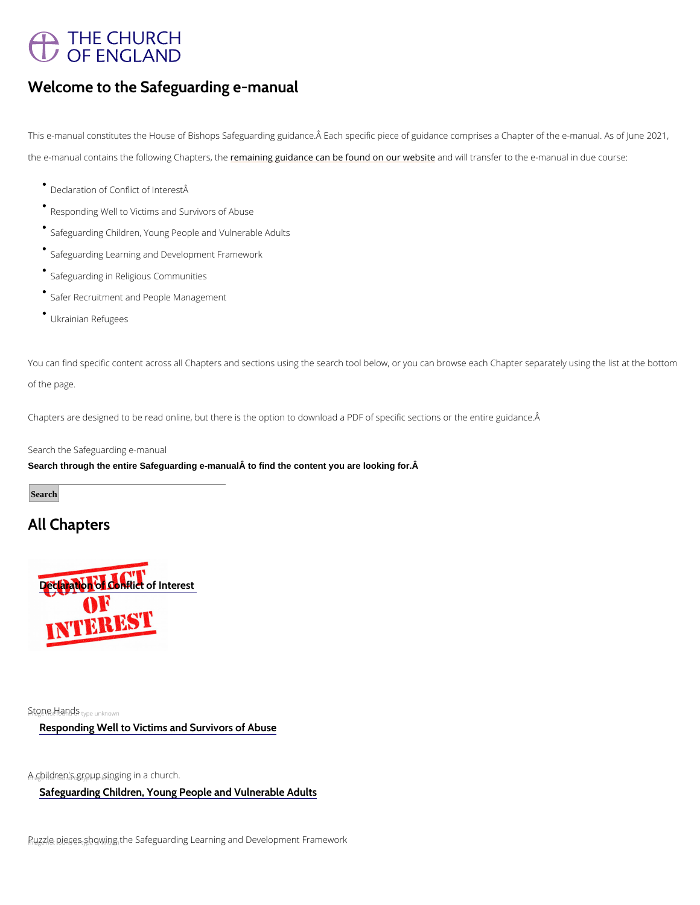# Welcome to the Safeguarding e-manual

This e-manual constitutes the House of Bishops Safeguarding guidance.Â Each specific piece of guidance comprises a Chapter of the e-manual. As of June 2021, the e-manual contains the following Chapters, the remaining guidance can be found on our website and will transfer to the e-manual in due course:

- Declaration of Conflict of InterestÂ
- Responding Well to Victims and Survivors of Abuse
- Safeguarding Children, Young People and Vulnerable Adults
- Safeguarding Learning and Development Framework
- Safeguarding in Religious Communities
- Safer Recruitment and People Management
- Ukrainian Refugees

You can find specific content across all Chapters and sections using the search tool below, or you can browse each Chapter separately using the list at the bottom of the page.

Chapters are designed to be read online, but there is the option to download a PDF of specific sections or the entire guidance.Â

Search the Safeguarding e-manual

**Search through the entire Safeguarding e-manualÂ to find the content you are looking for.Â**

Search

## All Chapters

Declaration of Conflict of Interest

Stone Hands

Responding Well to Victims and Survivors of Abuse

A children's group singing in a church.

Safeguarding Children, Young People and Vulnerable Adults

Puzzle pieces showing the Safeguarding Learning and Development Framework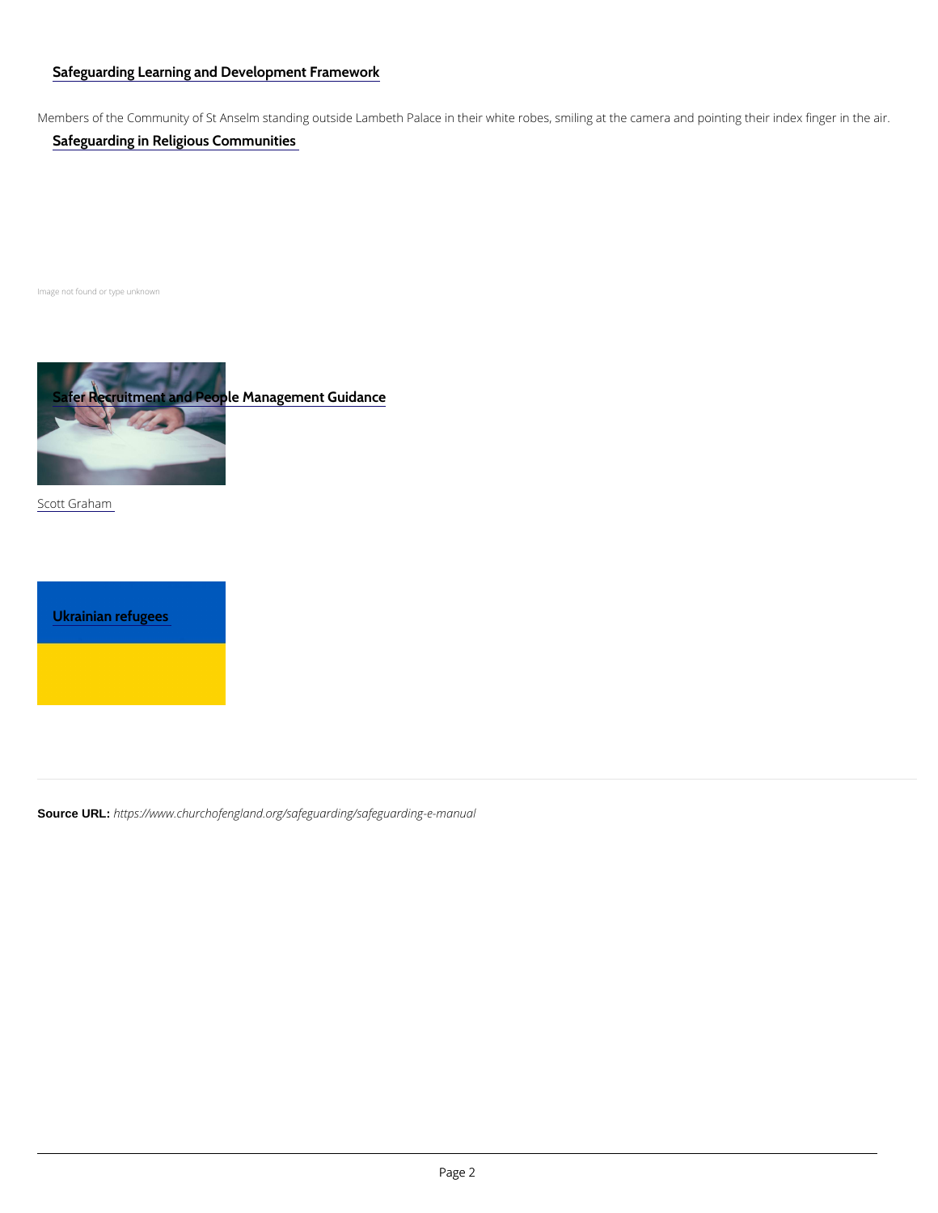[Safeguarding Learning and Development Framework]

Members of the Community of St Anselm standing outside Lambeth Palace in their white robes, smiling at the camera and pointing their index finger in the air.

[Safeguarding in Religious Communities]

Image not found or type unknown

[Safer Recruitment and People Management Guidance]

Scott Graham

[Ukrainian refugees]

**Source URL:** *https://www.churchofengland.org/safeguarding/safeguarding-e-manual*